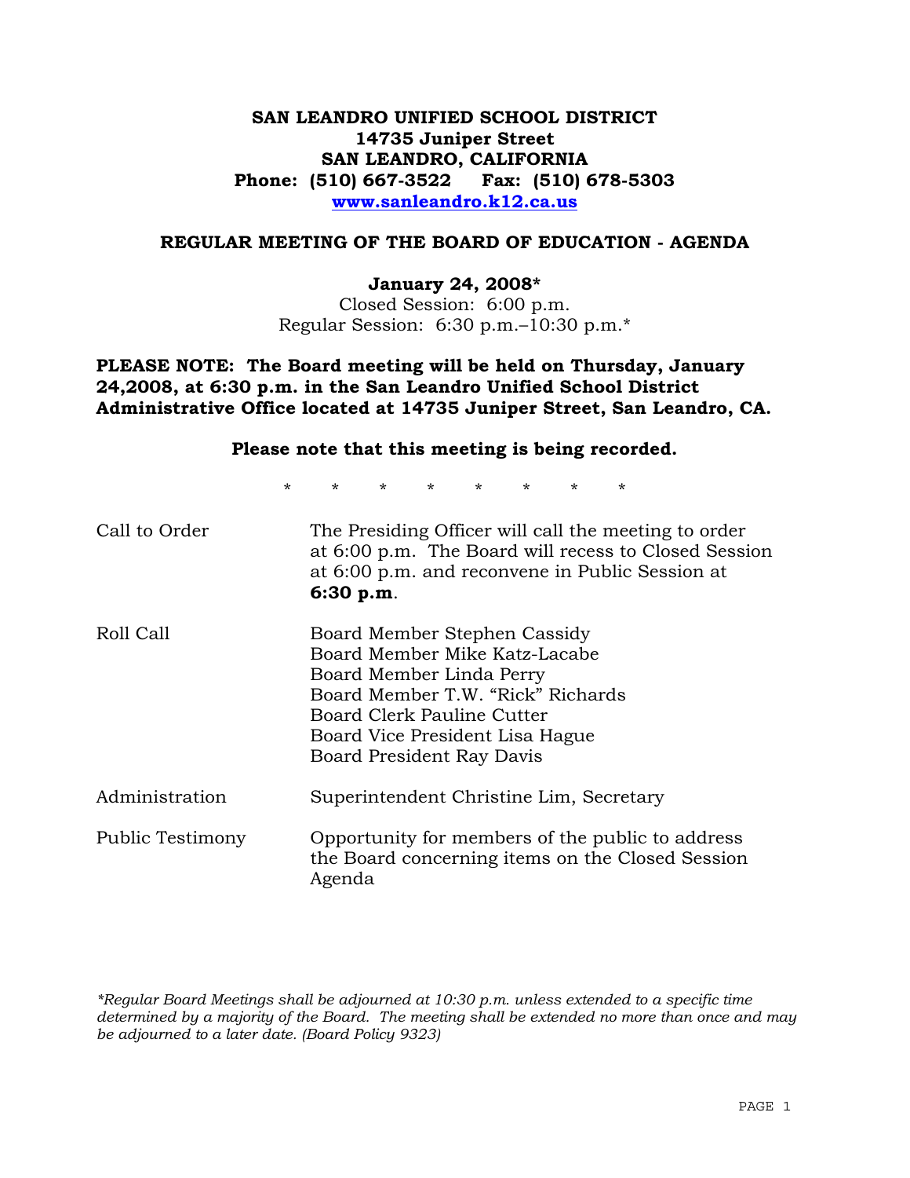# SAN LEANDRO UNIFIED SCHOOL DISTRICT
**14735 Juniper Street**
**SAN LEANDRO, CALIFORNIA**
**Phone: (510) 667-3522 Fax: (510) 678-5303**
**www.sanleandro.k12.ca.us**

## REGULAR MEETING OF THE BOARD OF EDUCATION - AGENDA

**January 24, 2008***
Closed Session: 6:00 p.m.
Regular Session: 6:30 p.m.–10:30 p.m.*

**PLEASE NOTE: The Board meeting will be held on Thursday, January 24,2008, at 6:30 p.m. in the San Leandro Unified School District Administrative Office located at 14735 Juniper Street, San Leandro, CA.**

**Please note that this meeting is being recorded.**

\* \* \* \* \* \* \* \*

| | |
|---|---|
| Call to Order | The Presiding Officer will call the meeting to order at 6:00 p.m. The Board will recess to Closed Session at 6:00 p.m. and reconvene in Public Session at **6:30 p.m**. |
| Roll Call | Board Member Stephen Cassidy<br>Board Member Mike Katz-Lacabe<br>Board Member Linda Perry<br>Board Member T.W. "Rick" Richards<br>Board Clerk Pauline Cutter<br>Board Vice President Lisa Hague<br>Board President Ray Davis |
| Administration | Superintendent Christine Lim, Secretary |
| Public Testimony | Opportunity for members of the public to address the Board concerning items on the Closed Session Agenda |

*\*Regular Board Meetings shall be adjourned at 10:30 p.m. unless extended to a specific time determined by a majority of the Board. The meeting shall be extended no more than once and may be adjourned to a later date. (Board Policy 9323)*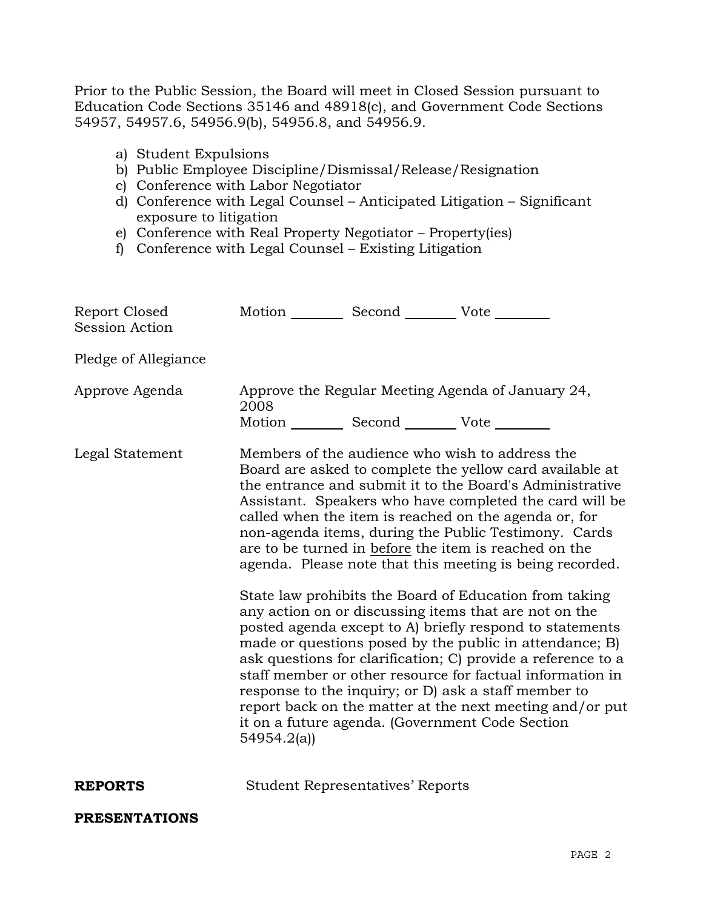Prior to the Public Session, the Board will meet in Closed Session pursuant to Education Code Sections 35146 and 48918(c), and Government Code Sections 54957, 54957.6, 54956.9(b), 54956.8, and 54956.9.

a) Student Expulsions
b) Public Employee Discipline/Dismissal/Release/Resignation
c) Conference with Labor Negotiator
d) Conference with Legal Counsel – Anticipated Litigation – Significant exposure to litigation
e) Conference with Real Property Negotiator – Property(ies)
f) Conference with Legal Counsel – Existing Litigation

Report Closed Session Action — Motion ________ Second ________ Vote ________

Pledge of Allegiance

Approve Agenda — Approve the Regular Meeting Agenda of January 24, 2008
Motion ________ Second ________ Vote ________

Legal Statement — Members of the audience who wish to address the Board are asked to complete the yellow card available at the entrance and submit it to the Board's Administrative Assistant. Speakers who have completed the card will be called when the item is reached on the agenda or, for non-agenda items, during the Public Testimony. Cards are to be turned in before the item is reached on the agenda. Please note that this meeting is being recorded.

State law prohibits the Board of Education from taking any action on or discussing items that are not on the posted agenda except to A) briefly respond to statements made or questions posed by the public in attendance; B) ask questions for clarification; C) provide a reference to a staff member or other resource for factual information in response to the inquiry; or D) ask a staff member to report back on the matter at the next meeting and/or put it on a future agenda. (Government Code Section 54954.2(a))

**REPORTS** — Student Representatives' Reports

**PRESENTATIONS**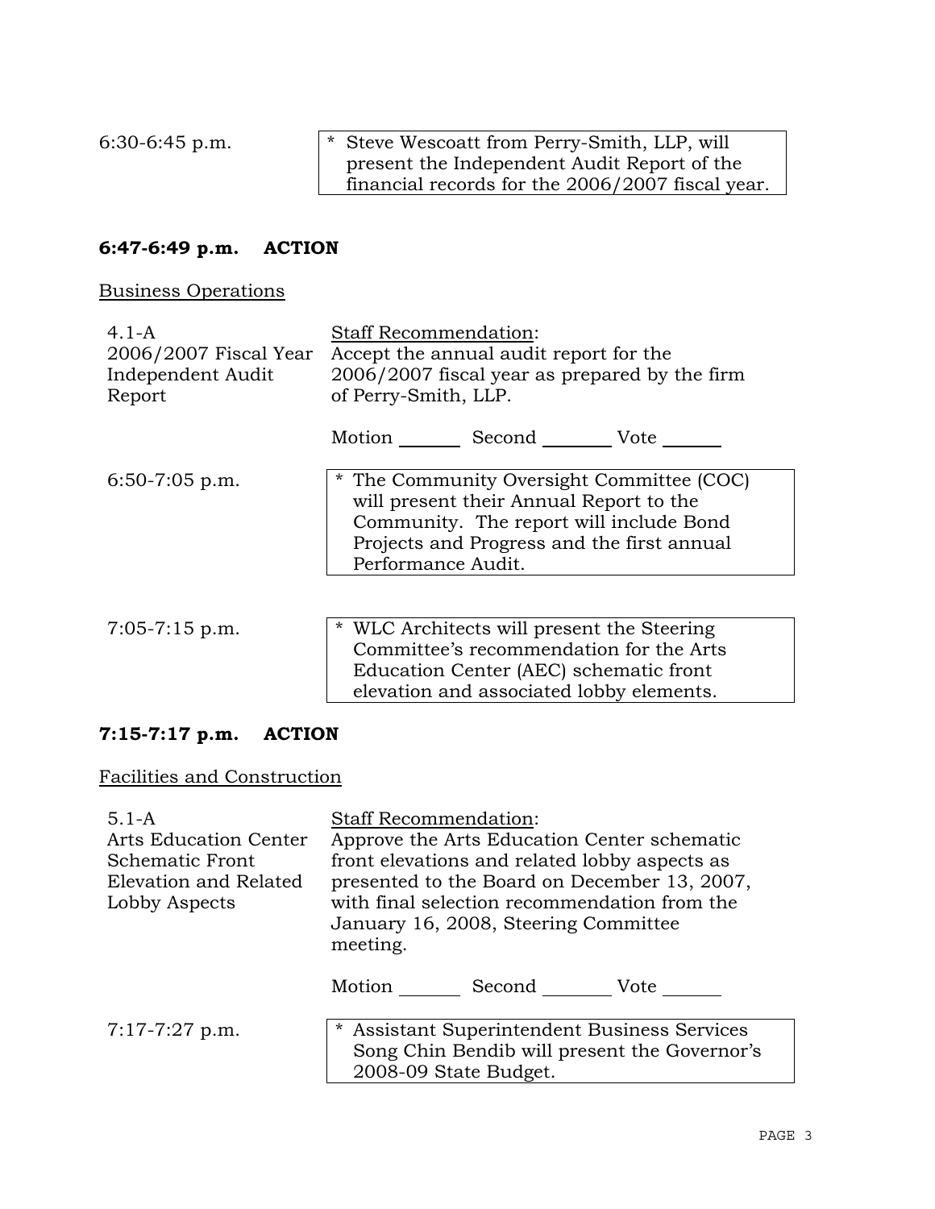6:30-6:45 p.m.

* Steve Wescoatt from Perry-Smith, LLP, will present the Independent Audit Report of the financial records for the 2006/2007 fiscal year.

**6:47-6:49 p.m. ACTION**

Business Operations

4.1-A
2006/2007 Fiscal Year Independent Audit Report

Staff Recommendation:
Accept the annual audit report for the 2006/2007 fiscal year as prepared by the firm of Perry-Smith, LLP.

Motion ______ Second ______ Vote ______

6:50-7:05 p.m.

* The Community Oversight Committee (COC) will present their Annual Report to the Community. The report will include Bond Projects and Progress and the first annual Performance Audit.

7:05-7:15 p.m.

* WLC Architects will present the Steering Committee's recommendation for the Arts Education Center (AEC) schematic front elevation and associated lobby elements.

**7:15-7:17 p.m. ACTION**

Facilities and Construction

5.1-A
Arts Education Center Schematic Front Elevation and Related Lobby Aspects

Staff Recommendation:
Approve the Arts Education Center schematic front elevations and related lobby aspects as presented to the Board on December 13, 2007, with final selection recommendation from the January 16, 2008, Steering Committee meeting.

Motion ______ Second ______ Vote ______

7:17-7:27 p.m.

* Assistant Superintendent Business Services Song Chin Bendib will present the Governor's 2008-09 State Budget.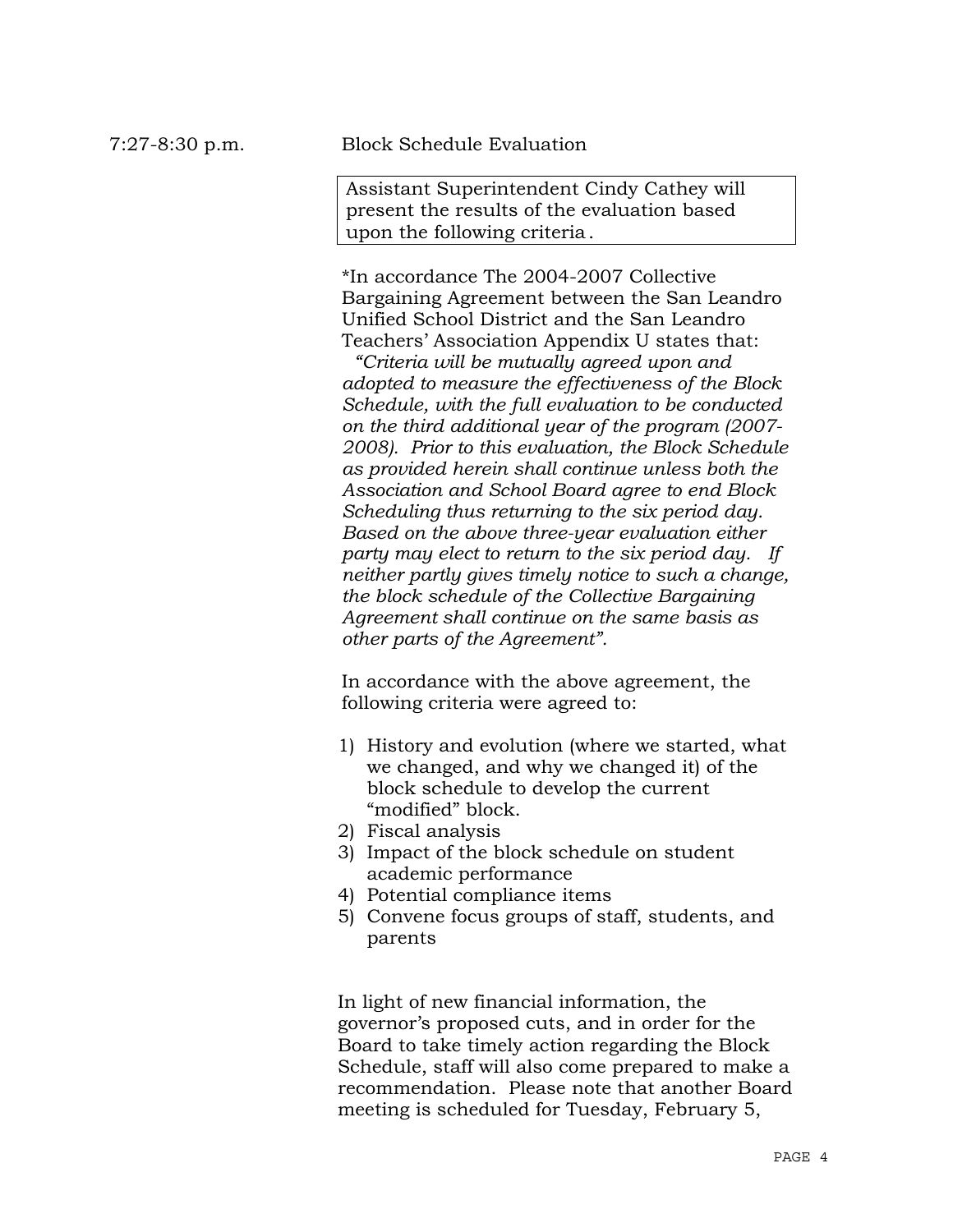7:27-8:30 p.m. Block Schedule Evaluation

Assistant Superintendent Cindy Cathey will present the results of the evaluation based upon the following criteria.

*In accordance The 2004-2007 Collective Bargaining Agreement between the San Leandro Unified School District and the San Leandro Teachers' Association Appendix U states that: *"Criteria will be mutually agreed upon and adopted to measure the effectiveness of the Block Schedule, with the full evaluation to be conducted on the third additional year of the program (2007-2008). Prior to this evaluation, the Block Schedule as provided herein shall continue unless both the Association and School Board agree to end Block Scheduling thus returning to the six period day. Based on the above three-year evaluation either party may elect to return to the six period day. If neither partly gives timely notice to such a change, the block schedule of the Collective Bargaining Agreement shall continue on the same basis as other parts of the Agreement".*

In accordance with the above agreement, the following criteria were agreed to:

1) History and evolution (where we started, what we changed, and why we changed it) of the block schedule to develop the current "modified" block.
2) Fiscal analysis
3) Impact of the block schedule on student academic performance
4) Potential compliance items
5) Convene focus groups of staff, students, and parents

In light of new financial information, the governor's proposed cuts, and in order for the Board to take timely action regarding the Block Schedule, staff will also come prepared to make a recommendation. Please note that another Board meeting is scheduled for Tuesday, February 5,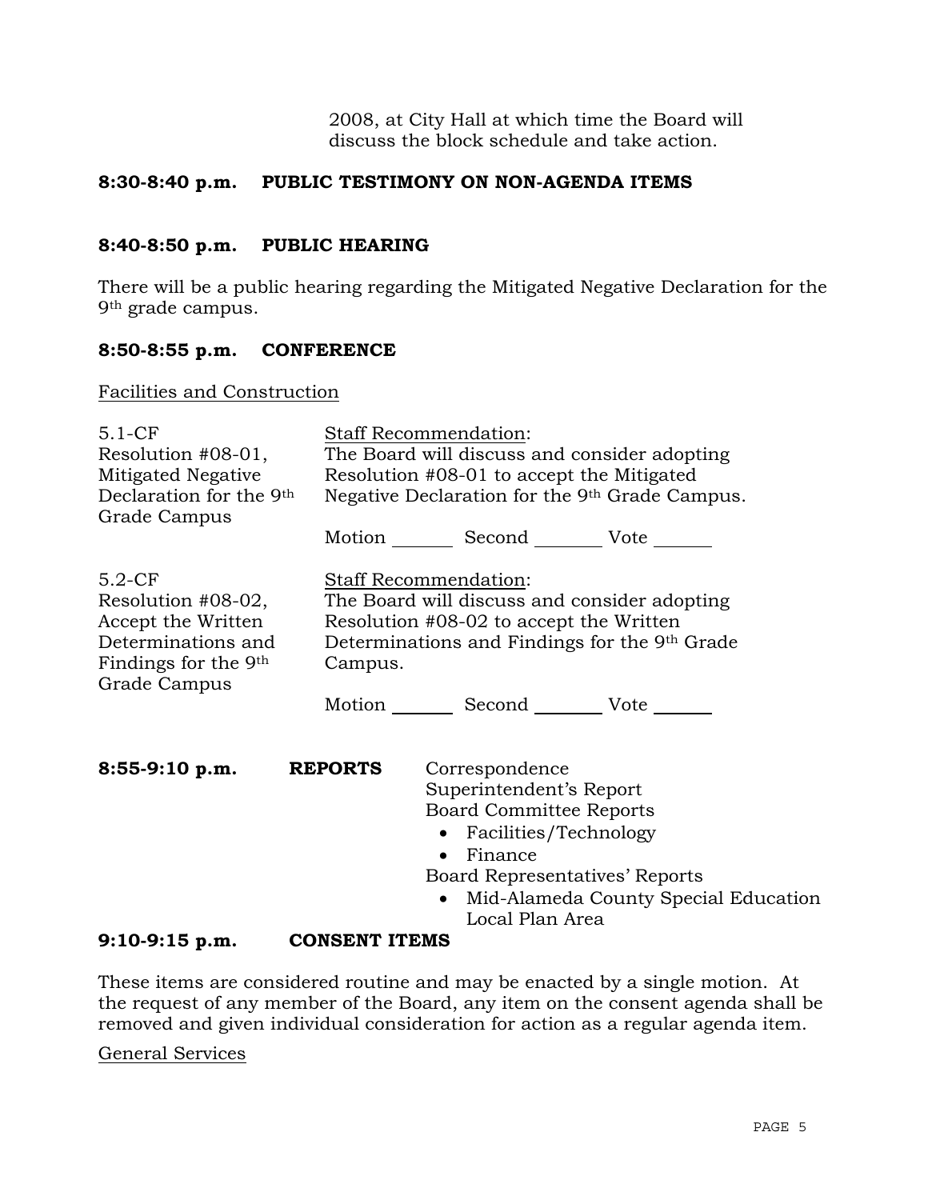2008, at City Hall at which time the Board will discuss the block schedule and take action.

**8:30-8:40 p.m. PUBLIC TESTIMONY ON NON-AGENDA ITEMS**

**8:40-8:50 p.m. PUBLIC HEARING**

There will be a public hearing regarding the Mitigated Negative Declaration for the 9th grade campus.

**8:50-8:55 p.m. CONFERENCE**

Facilities and Construction

5.1-CF
Resolution #08-01, Mitigated Negative Declaration for the 9th Grade Campus

Staff Recommendation:
The Board will discuss and consider adopting Resolution #08-01 to accept the Mitigated Negative Declaration for the 9th Grade Campus.

Motion _______ Second _______ Vote _______

5.2-CF
Resolution #08-02, Accept the Written Determinations and Findings for the 9th Grade Campus

Staff Recommendation:
The Board will discuss and consider adopting Resolution #08-02 to accept the Written Determinations and Findings for the 9th Grade Campus.

Motion _______ Second _______ Vote _______

**8:55-9:10 p.m. REPORTS**

Correspondence
Superintendent's Report
Board Committee Reports
- Facilities/Technology
- Finance

Board Representatives' Reports
- Mid-Alameda County Special Education Local Plan Area

**9:10-9:15 p.m. CONSENT ITEMS**

These items are considered routine and may be enacted by a single motion. At the request of any member of the Board, any item on the consent agenda shall be removed and given individual consideration for action as a regular agenda item.

General Services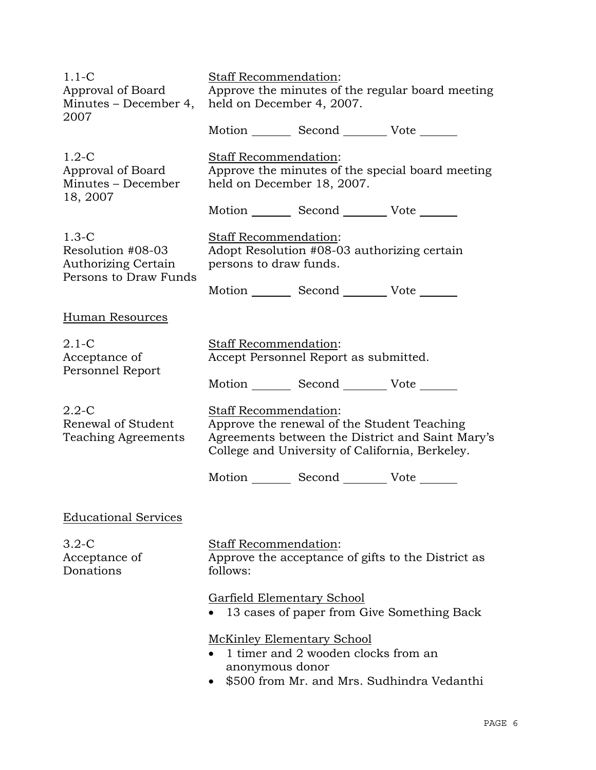| | |
|---|---|
| 1.1-C<br>Approval of Board Minutes – December 4, 2007 | Staff Recommendation:<br>Approve the minutes of the regular board meeting held on December 4, 2007.<br><br>Motion _______ Second _______ Vote _______ |
| 1.2-C<br>Approval of Board Minutes – December 18, 2007 | Staff Recommendation:<br>Approve the minutes of the special board meeting held on December 18, 2007.<br><br>Motion _______ Second _______ Vote _______ |
| 1.3-C<br>Resolution #08-03 Authorizing Certain Persons to Draw Funds | Staff Recommendation:<br>Adopt Resolution #08-03 authorizing certain persons to draw funds.<br><br>Motion _______ Second _______ Vote _______ |

Human Resources

| | |
|---|---|
| 2.1-C<br>Acceptance of Personnel Report | Staff Recommendation:<br>Accept Personnel Report as submitted.<br><br>Motion _______ Second _______ Vote _______ |
| 2.2-C<br>Renewal of Student Teaching Agreements | Staff Recommendation:<br>Approve the renewal of the Student Teaching Agreements between the District and Saint Mary's College and University of California, Berkeley.<br><br>Motion _______ Second _______ Vote _______ |

Educational Services

| | |
|---|---|
| 3.2-C<br>Acceptance of Donations | Staff Recommendation:<br>Approve the acceptance of gifts to the District as follows:<br><br>Garfield Elementary School<br>• 13 cases of paper from Give Something Back<br><br>McKinley Elementary School<br>• 1 timer and 2 wooden clocks from an anonymous donor<br>• $500 from Mr. and Mrs. Sudhindra Vedanthi |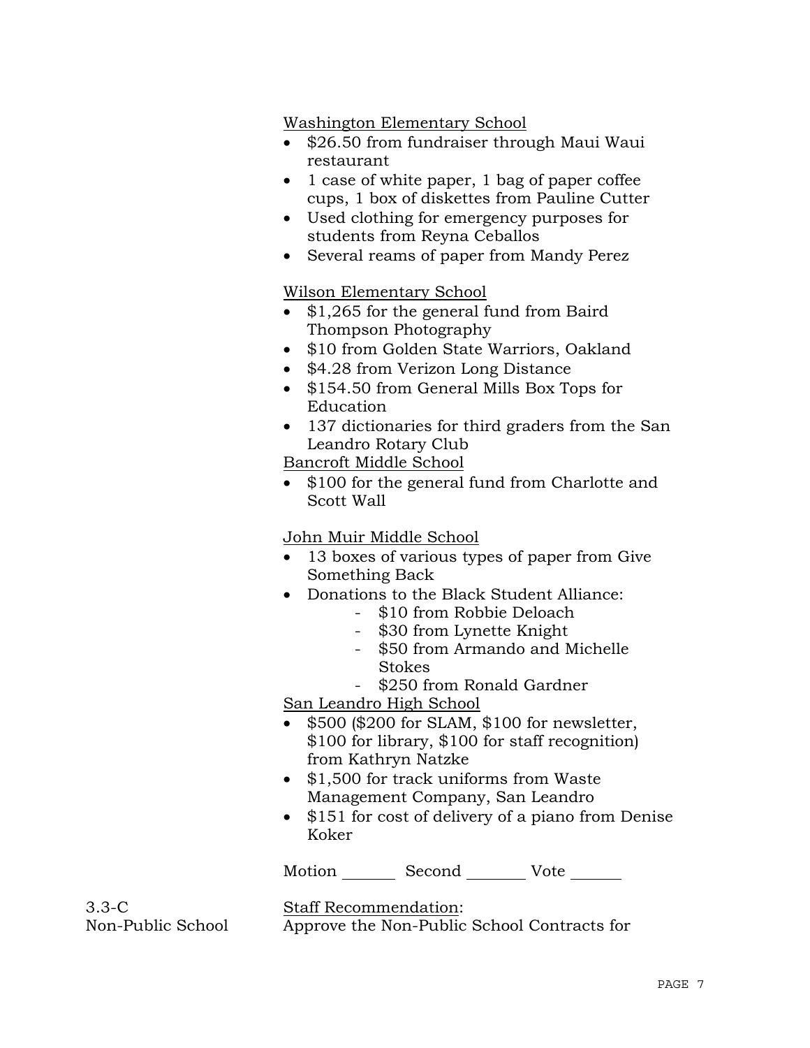Washington Elementary School

- $26.50 from fundraiser through Maui Waui restaurant
- 1 case of white paper, 1 bag of paper coffee cups, 1 box of diskettes from Pauline Cutter
- Used clothing for emergency purposes for students from Reyna Ceballos
- Several reams of paper from Mandy Perez

Wilson Elementary School

- $1,265 for the general fund from Baird Thompson Photography
- $10 from Golden State Warriors, Oakland
- $4.28 from Verizon Long Distance
- $154.50 from General Mills Box Tops for Education
- 137 dictionaries for third graders from the San Leandro Rotary Club

Bancroft Middle School

- $100 for the general fund from Charlotte and Scott Wall

John Muir Middle School

- 13 boxes of various types of paper from Give Something Back
- Donations to the Black Student Alliance:
  - $10 from Robbie Deloach
  - $30 from Lynette Knight
  - $50 from Armando and Michelle Stokes
  - $250 from Ronald Gardner

San Leandro High School

- $500 ($200 for SLAM, $100 for newsletter, $100 for library, $100 for staff recognition) from Kathryn Natzke
- $1,500 for track uniforms from Waste Management Company, San Leandro
- $151 for cost of delivery of a piano from Denise Koker

Motion _______ Second ________ Vote ______

3.3-C
Non-Public School

Staff Recommendation:
Approve the Non-Public School Contracts for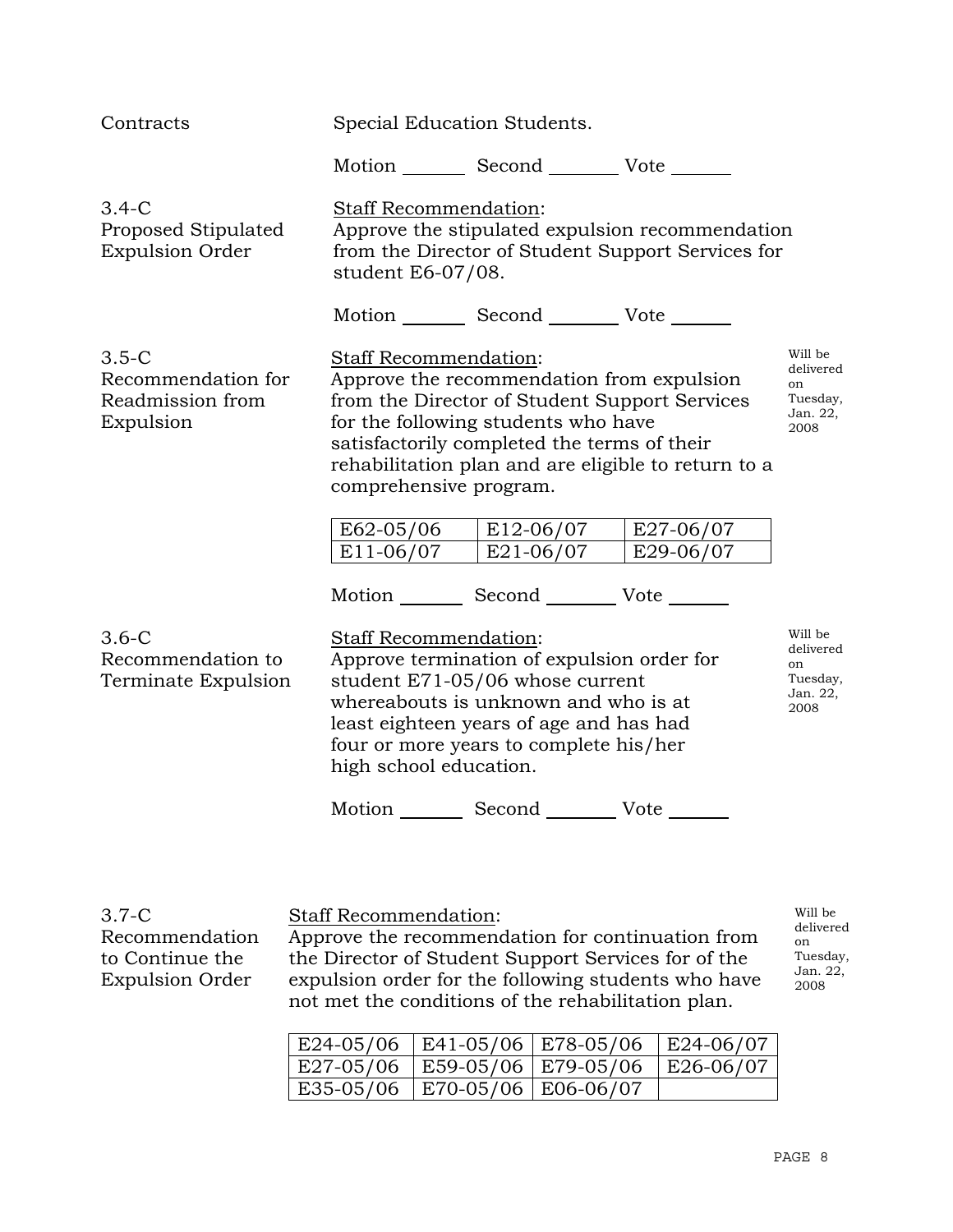Contracts

Special Education Students.

Motion _______ Second _______ Vote _______

**3.4-C Proposed Stipulated Expulsion Order**

Staff Recommendation:
Approve the stipulated expulsion recommendation from the Director of Student Support Services for student E6-07/08.

Motion _______ Second _______ Vote _______

**3.5-C Recommendation for Readmission from Expulsion**

Staff Recommendation:
Approve the recommendation from expulsion from the Director of Student Support Services for the following students who have satisfactorily completed the terms of their rehabilitation plan and are eligible to return to a comprehensive program.

Will be delivered on Tuesday, Jan. 22, 2008

| | | |
|---|---|---|
| E62-05/06 | E12-06/07 | E27-06/07 |
| E11-06/07 | E21-06/07 | E29-06/07 |

Motion _______ Second _______ Vote _______

**3.6-C Recommendation to Terminate Expulsion**

Staff Recommendation:
Approve termination of expulsion order for student E71-05/06 whose current whereabouts is unknown and who is at least eighteen years of age and has had four or more years to complete his/her high school education.

Will be delivered on Tuesday, Jan. 22, 2008

Motion _______ Second _______ Vote _______

**3.7-C Recommendation to Continue the Expulsion Order**

Staff Recommendation:
Approve the recommendation for continuation from the Director of Student Support Services for of the expulsion order for the following students who have not met the conditions of the rehabilitation plan.

Will be delivered on Tuesday, Jan. 22, 2008

| | | | |
|---|---|---|---|
| E24-05/06 | E41-05/06 | E78-05/06 | E24-06/07 |
| E27-05/06 | E59-05/06 | E79-05/06 | E26-06/07 |
| E35-05/06 | E70-05/06 | E06-06/07 | |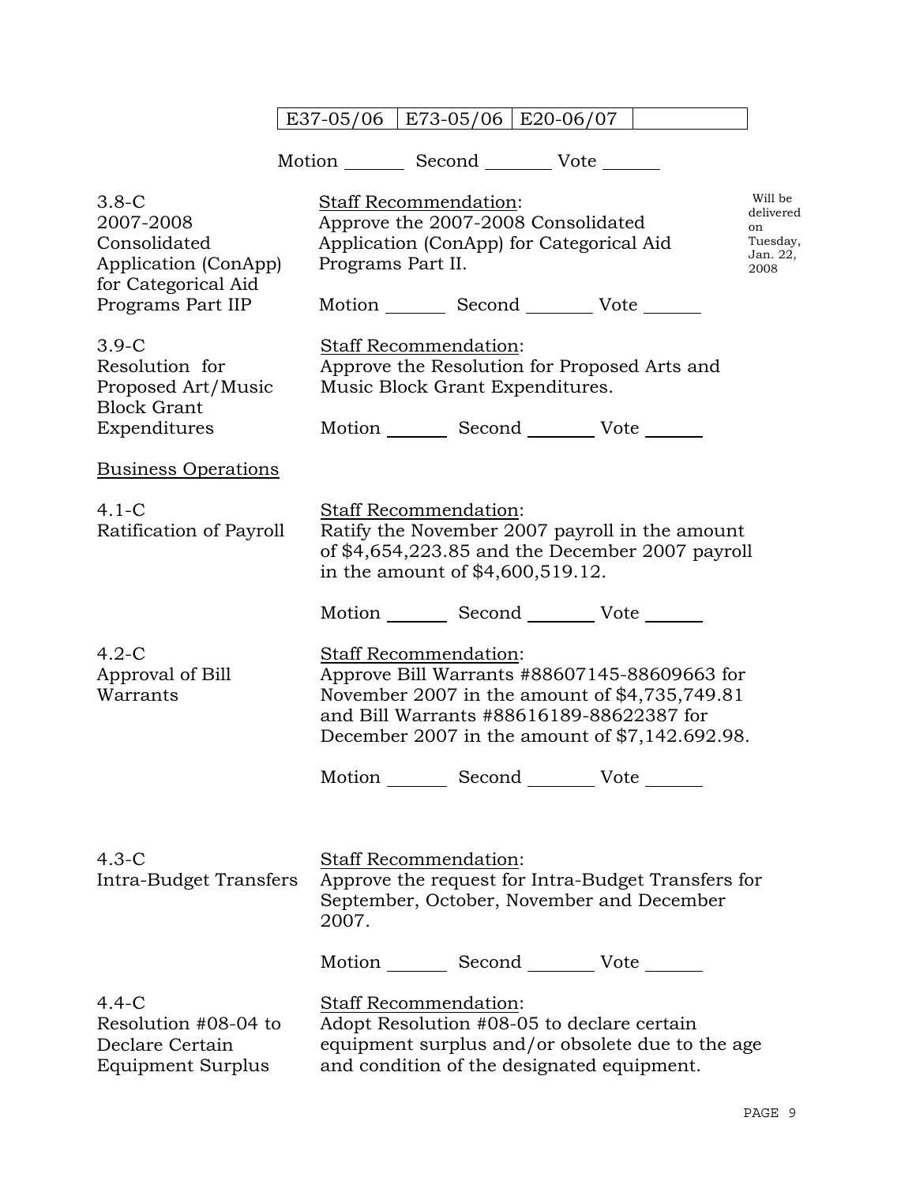| E37-05/06 | E73-05/06 | E20-06/07 | |
|---|---|---|---|

Motion _______ Second _______ Vote _______

| | | |
|---|---|---|
| 3.8-C 2007-2008 Consolidated Application (ConApp) for Categorical Aid Programs Part IIP | Staff Recommendation: Approve the 2007-2008 Consolidated Application (ConApp) for Categorical Aid Programs Part II. <br><br> Motion _______ Second _______ Vote _______ | Will be delivered on Tuesday, Jan. 22, 2008 |
| 3.9-C Resolution for Proposed Art/Music Block Grant Expenditures | Staff Recommendation: Approve the Resolution for Proposed Arts and Music Block Grant Expenditures. <br><br> Motion _______ Second _______ Vote _______ | |

Business Operations

| | |
|---|---|
| 4.1-C Ratification of Payroll | Staff Recommendation: Ratify the November 2007 payroll in the amount of $4,654,223.85 and the December 2007 payroll in the amount of $4,600,519.12. <br><br> Motion _______ Second _______ Vote _______ |
| 4.2-C Approval of Bill Warrants | Staff Recommendation: Approve Bill Warrants #88607145-88609663 for November 2007 in the amount of $4,735,749.81 and Bill Warrants #88616189-88622387 for December 2007 in the amount of $7,142.692.98. <br><br> Motion _______ Second _______ Vote _______ |
| 4.3-C Intra-Budget Transfers | Staff Recommendation: Approve the request for Intra-Budget Transfers for September, October, November and December 2007. <br><br> Motion _______ Second _______ Vote _______ |
| 4.4-C Resolution #08-04 to Declare Certain Equipment Surplus | Staff Recommendation: Adopt Resolution #08-05 to declare certain equipment surplus and/or obsolete due to the age and condition of the designated equipment. |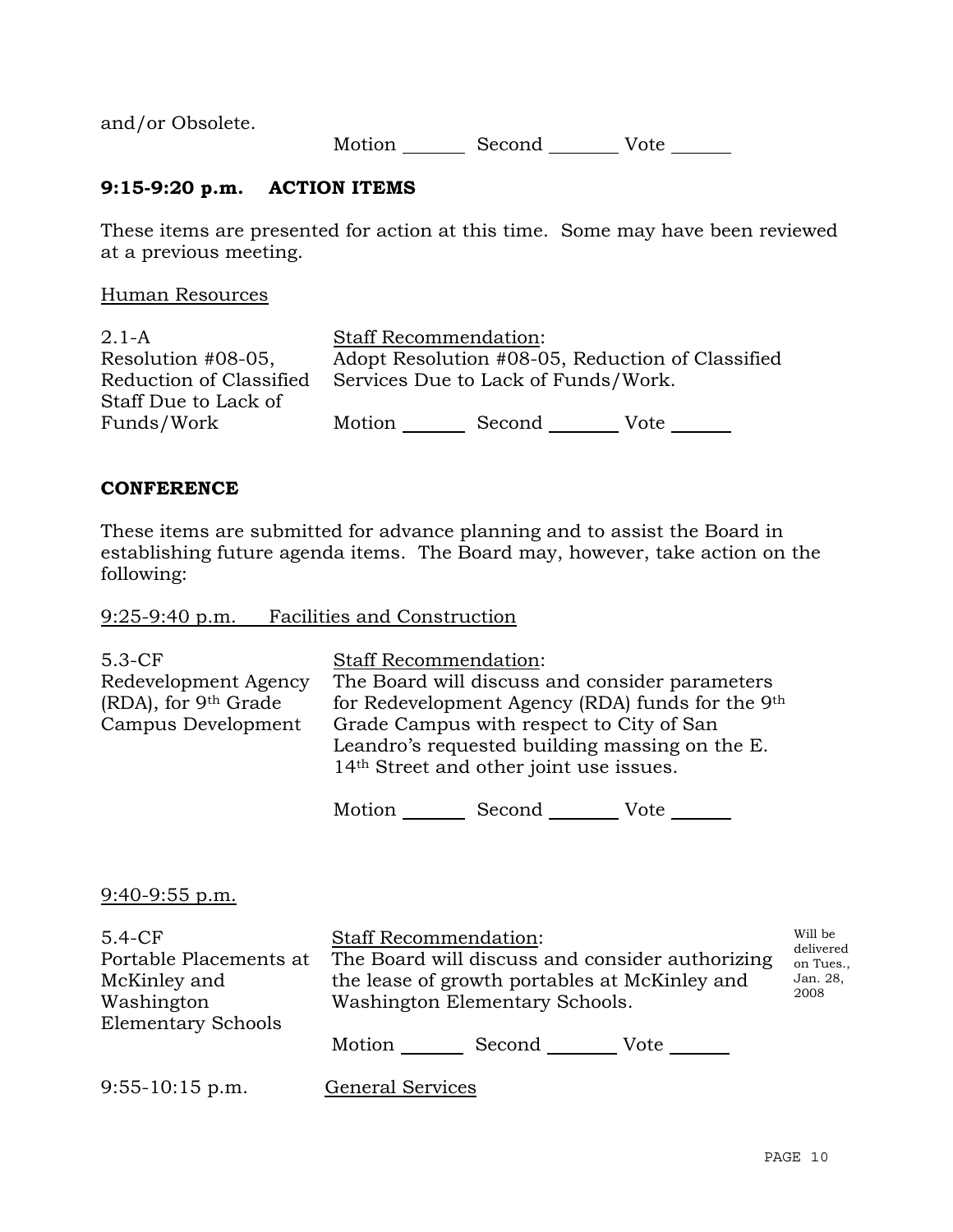and/or Obsolete.

Motion _______ Second _______ Vote _______

### 9:15-9:20 p.m. ACTION ITEMS

These items are presented for action at this time. Some may have been reviewed at a previous meeting.

Human Resources

| | |
|---|---|
| 2.1-A<br>Resolution #08-05, Reduction of Classified Staff Due to Lack of Funds/Work | Staff Recommendation:<br>Adopt Resolution #08-05, Reduction of Classified Services Due to Lack of Funds/Work.<br><br>Motion _______ Second _______ Vote _______ |

### CONFERENCE

These items are submitted for advance planning and to assist the Board in establishing future agenda items. The Board may, however, take action on the following:

9:25-9:40 p.m. Facilities and Construction

| | |
|---|---|
| 5.3-CF<br>Redevelopment Agency (RDA), for 9th Grade Campus Development | Staff Recommendation:<br>The Board will discuss and consider parameters for Redevelopment Agency (RDA) funds for the 9th Grade Campus with respect to City of San Leandro's requested building massing on the E. 14th Street and other joint use issues.<br><br>Motion _______ Second _______ Vote _______ |

9:40-9:55 p.m.

| | | |
|---|---|---|
| 5.4-CF<br>Portable Placements at McKinley and Washington Elementary Schools | Staff Recommendation:<br>The Board will discuss and consider authorizing the lease of growth portables at McKinley and Washington Elementary Schools.<br><br>Motion _______ Second _______ Vote _______ | Will be delivered on Tues., Jan. 28, 2008 |

9:55-10:15 p.m. General Services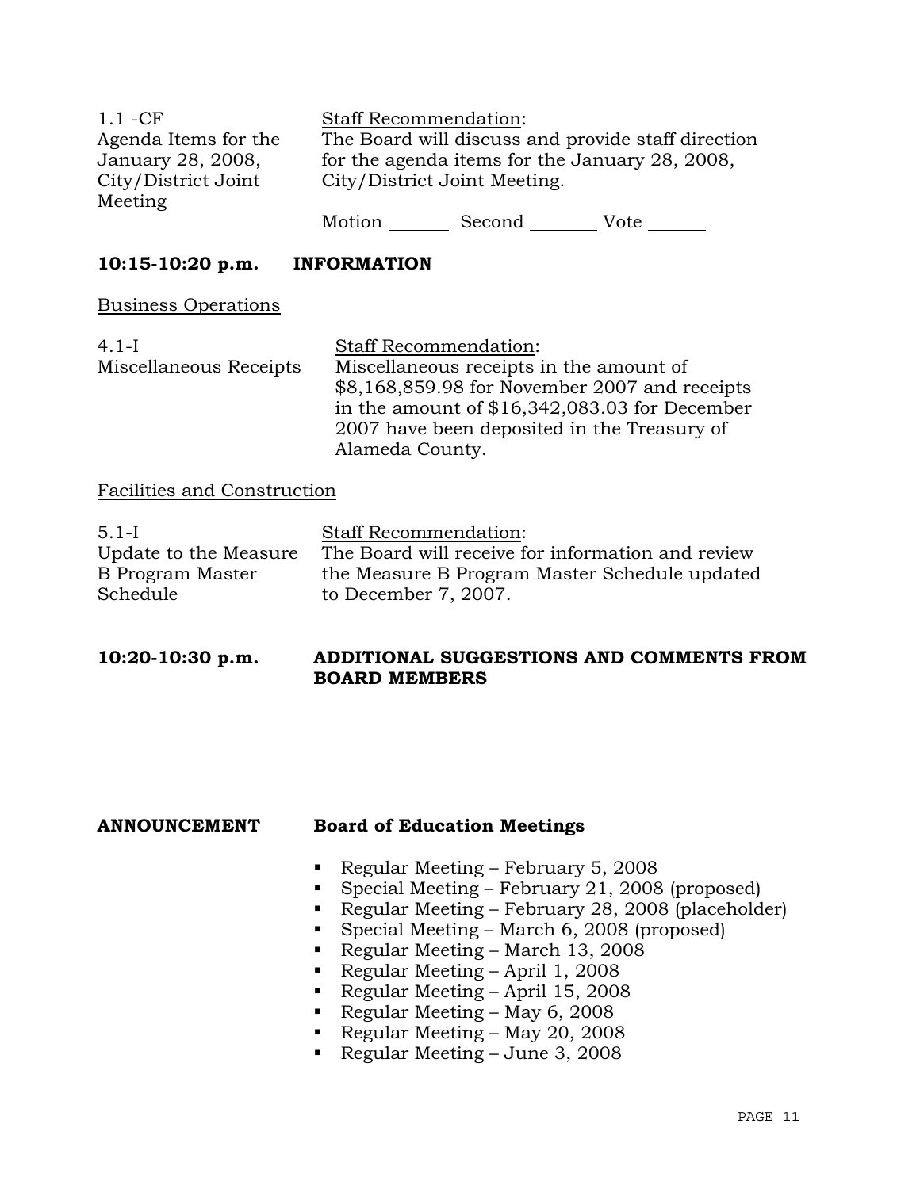1.1 -CF
Agenda Items for the January 28, 2008, City/District Joint Meeting

Staff Recommendation:
The Board will discuss and provide staff direction for the agenda items for the January 28, 2008, City/District Joint Meeting.

Motion ______ Second _______ Vote ______

**10:15-10:20 p.m. INFORMATION**

Business Operations

4.1-I
Miscellaneous Receipts

Staff Recommendation:
Miscellaneous receipts in the amount of $8,168,859.98 for November 2007 and receipts in the amount of $16,342,083.03 for December 2007 have been deposited in the Treasury of Alameda County.

Facilities and Construction

5.1-I
Update to the Measure B Program Master Schedule

Staff Recommendation:
The Board will receive for information and review the Measure B Program Master Schedule updated to December 7, 2007.

**10:20-10:30 p.m. ADDITIONAL SUGGESTIONS AND COMMENTS FROM BOARD MEMBERS**

**ANNOUNCEMENT Board of Education Meetings**

- Regular Meeting – February 5, 2008
- Special Meeting – February 21, 2008 (proposed)
- Regular Meeting – February 28, 2008 (placeholder)
- Special Meeting – March 6, 2008 (proposed)
- Regular Meeting – March 13, 2008
- Regular Meeting – April 1, 2008
- Regular Meeting – April 15, 2008
- Regular Meeting – May 6, 2008
- Regular Meeting – May 20, 2008
- Regular Meeting – June 3, 2008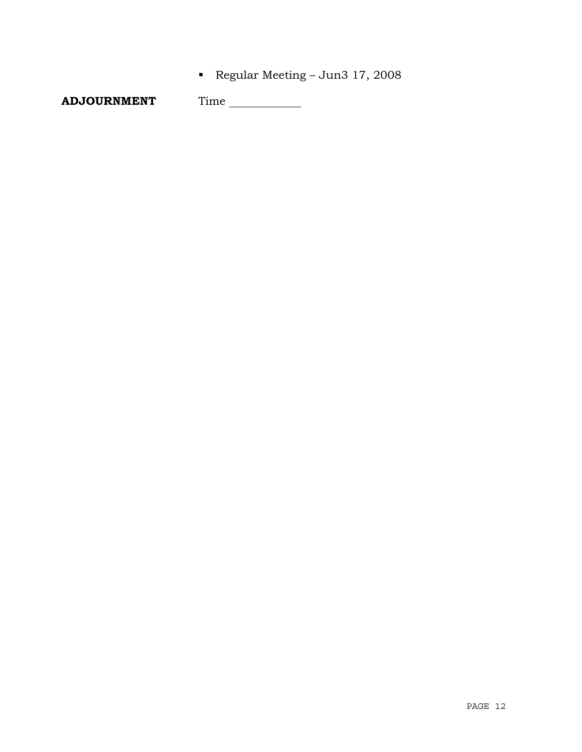- Regular Meeting – Jun3 17, 2008

**ADJOURNMENT** Time ____________